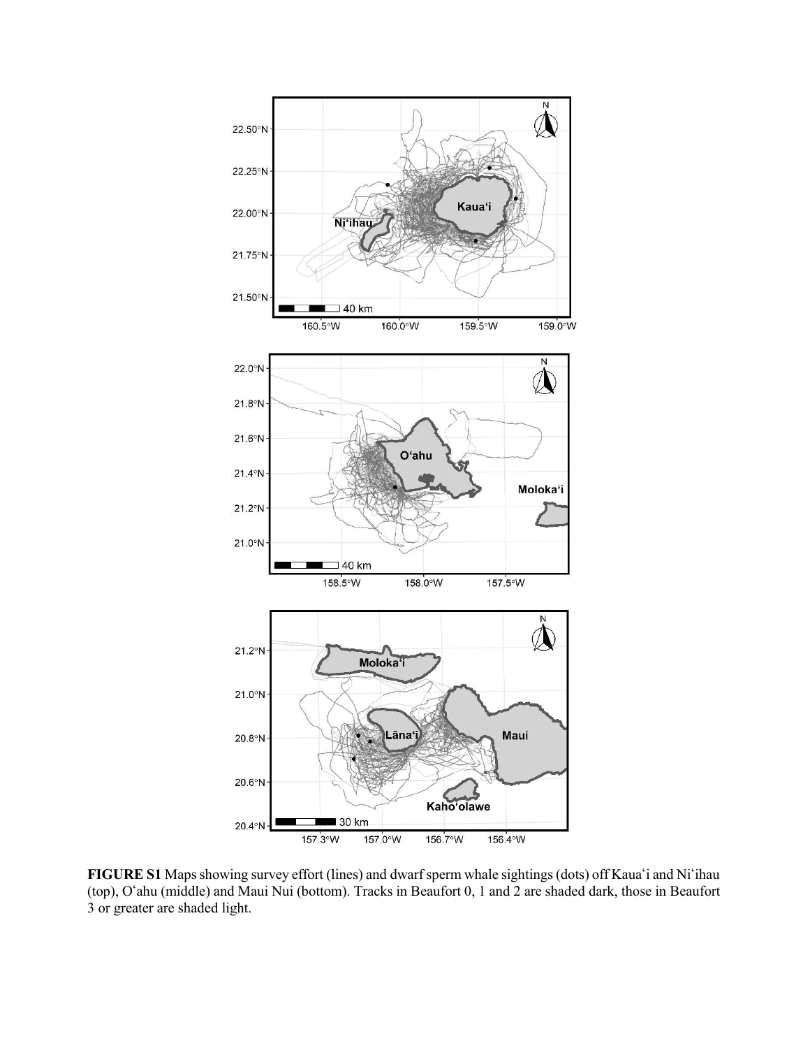**FIGURE S1** Maps showing survey effort (lines) and dwarf sperm whale sightings (dots) off Kauaʻi and Niʻihau (top), Oʻahu (middle) and Maui Nui (bottom). Tracks in Beaufort 0, 1 and 2 are shaded dark, those in Beaufort 3 or greater are shaded light.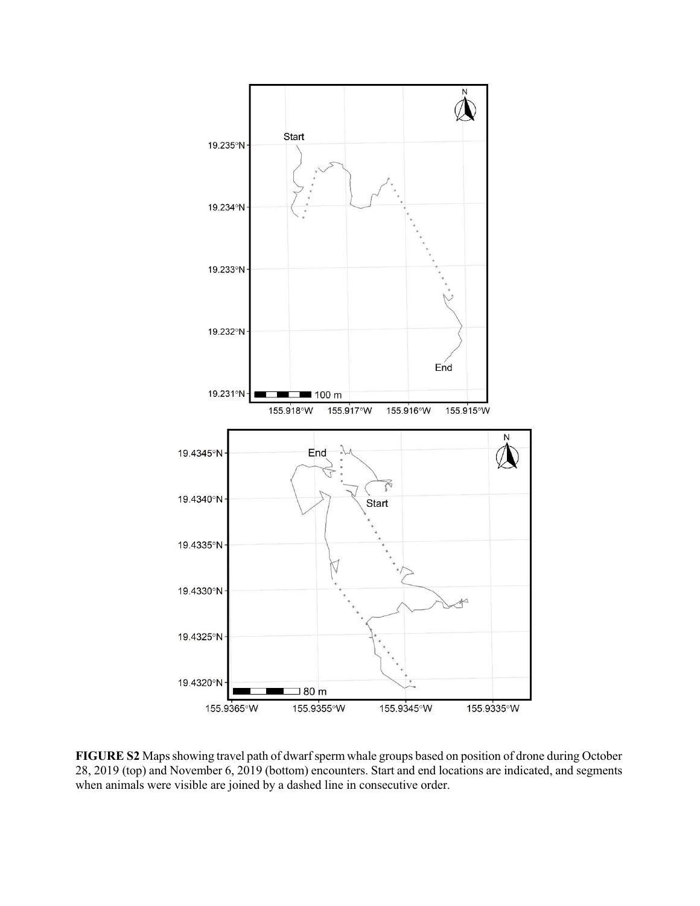**FIGURE S2** Maps showing travel path of dwarf sperm whale groups based on position of drone during October 28, 2019 (top) and November 6, 2019 (bottom) encounters. Start and end locations are indicated, and segments when animals were visible are joined by a dashed line in consecutive order.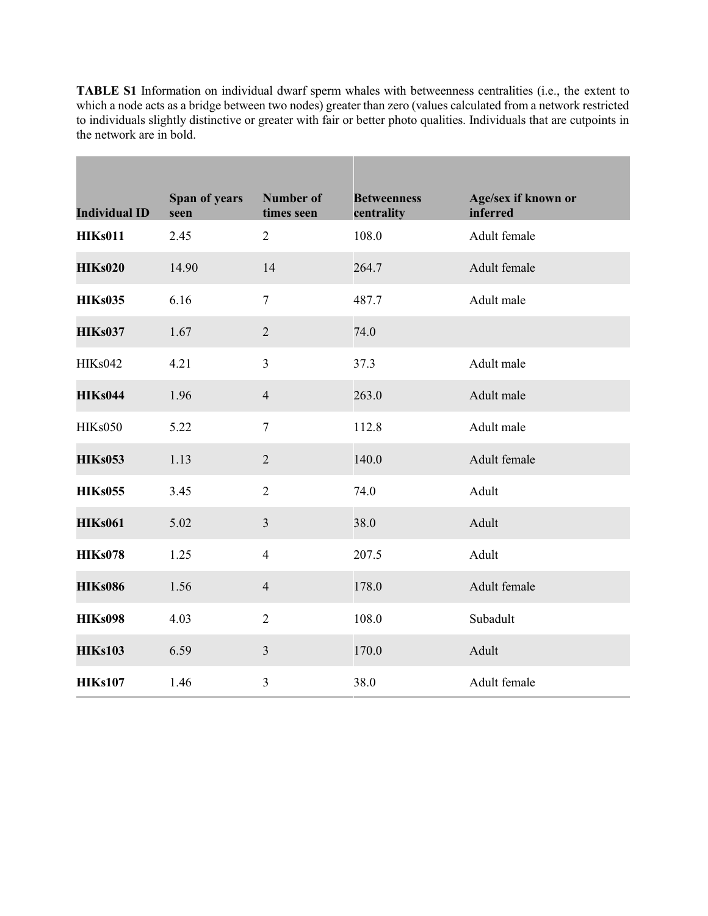**TABLE S1** Information on individual dwarf sperm whales with betweenness centralities (i.e., the extent to which a node acts as a bridge between two nodes) greater than zero (values calculated from a network restricted to individuals slightly distinctive or greater with fair or better photo qualities. Individuals that are cutpoints in the network are in bold.

| Individual ID | Span of years seen | Number of times seen | Betweenness centrality | Age/sex if known or inferred |
|---|---|---|---|---|
| **HIKs011** | 2.45 | 2 | 108.0 | Adult female |
| **HIKs020** | 14.90 | 14 | 264.7 | Adult female |
| **HIKs035** | 6.16 | 7 | 487.7 | Adult male |
| **HIKs037** | 1.67 | 2 | 74.0 | |
| HIKs042 | 4.21 | 3 | 37.3 | Adult male |
| **HIKs044** | 1.96 | 4 | 263.0 | Adult male |
| HIKs050 | 5.22 | 7 | 112.8 | Adult male |
| **HIKs053** | 1.13 | 2 | 140.0 | Adult female |
| **HIKs055** | 3.45 | 2 | 74.0 | Adult |
| **HIKs061** | 5.02 | 3 | 38.0 | Adult |
| **HIKs078** | 1.25 | 4 | 207.5 | Adult |
| **HIKs086** | 1.56 | 4 | 178.0 | Adult female |
| **HIKs098** | 4.03 | 2 | 108.0 | Subadult |
| **HIKs103** | 6.59 | 3 | 170.0 | Adult |
| **HIKs107** | 1.46 | 3 | 38.0 | Adult female |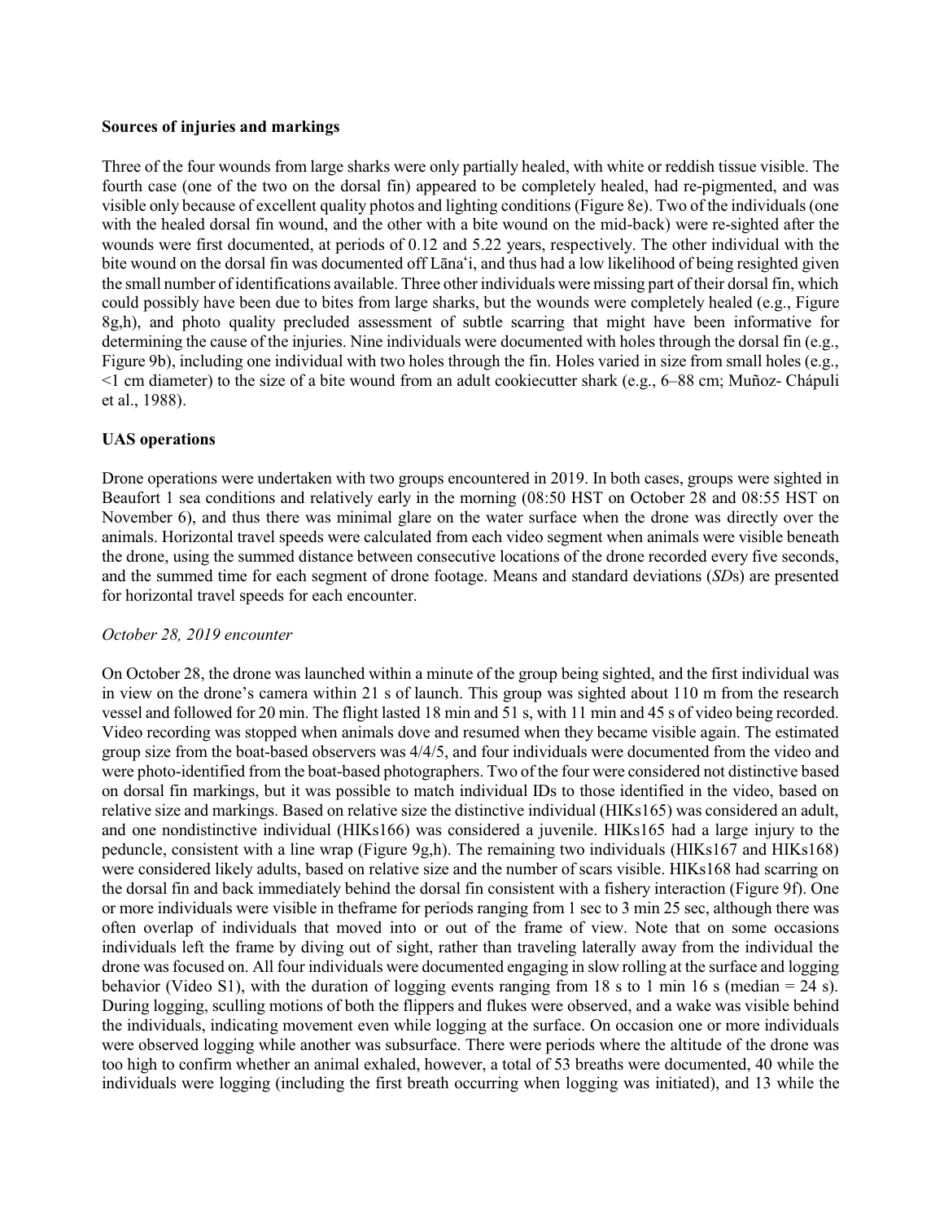**Sources of injuries and markings**

Three of the four wounds from large sharks were only partially healed, with white or reddish tissue visible. The fourth case (one of the two on the dorsal fin) appeared to be completely healed, had re-pigmented, and was visible only because of excellent quality photos and lighting conditions (Figure 8e). Two of the individuals (one with the healed dorsal fin wound, and the other with a bite wound on the mid-back) were re-sighted after the wounds were first documented, at periods of 0.12 and 5.22 years, respectively. The other individual with the bite wound on the dorsal fin was documented off Lānaʻi, and thus had a low likelihood of being resighted given the small number of identifications available. Three other individuals were missing part of their dorsal fin, which could possibly have been due to bites from large sharks, but the wounds were completely healed (e.g., Figure 8g,h), and photo quality precluded assessment of subtle scarring that might have been informative for determining the cause of the injuries. Nine individuals were documented with holes through the dorsal fin (e.g., Figure 9b), including one individual with two holes through the fin. Holes varied in size from small holes (e.g., <1 cm diameter) to the size of a bite wound from an adult cookiecutter shark (e.g., 6–88 cm; Muñoz- Chápuli et al., 1988).

**UAS operations**

Drone operations were undertaken with two groups encountered in 2019. In both cases, groups were sighted in Beaufort 1 sea conditions and relatively early in the morning (08:50 HST on October 28 and 08:55 HST on November 6), and thus there was minimal glare on the water surface when the drone was directly over the animals. Horizontal travel speeds were calculated from each video segment when animals were visible beneath the drone, using the summed distance between consecutive locations of the drone recorded every five seconds, and the summed time for each segment of drone footage. Means and standard deviations (*SD*s) are presented for horizontal travel speeds for each encounter.

*October 28, 2019 encounter*

On October 28, the drone was launched within a minute of the group being sighted, and the first individual was in view on the drone's camera within 21 s of launch. This group was sighted about 110 m from the research vessel and followed for 20 min. The flight lasted 18 min and 51 s, with 11 min and 45 s of video being recorded. Video recording was stopped when animals dove and resumed when they became visible again. The estimated group size from the boat-based observers was 4/4/5, and four individuals were documented from the video and were photo-identified from the boat-based photographers. Two of the four were considered not distinctive based on dorsal fin markings, but it was possible to match individual IDs to those identified in the video, based on relative size and markings. Based on relative size the distinctive individual (HIKs165) was considered an adult, and one nondistinctive individual (HIKs166) was considered a juvenile. HIKs165 had a large injury to the peduncle, consistent with a line wrap (Figure 9g,h). The remaining two individuals (HIKs167 and HIKs168) were considered likely adults, based on relative size and the number of scars visible. HIKs168 had scarring on the dorsal fin and back immediately behind the dorsal fin consistent with a fishery interaction (Figure 9f). One or more individuals were visible in theframe for periods ranging from 1 sec to 3 min 25 sec, although there was often overlap of individuals that moved into or out of the frame of view. Note that on some occasions individuals left the frame by diving out of sight, rather than traveling laterally away from the individual the drone was focused on. All four individuals were documented engaging in slow rolling at the surface and logging behavior (Video S1), with the duration of logging events ranging from 18 s to 1 min 16 s (median = 24 s). During logging, sculling motions of both the flippers and flukes were observed, and a wake was visible behind the individuals, indicating movement even while logging at the surface. On occasion one or more individuals were observed logging while another was subsurface. There were periods where the altitude of the drone was too high to confirm whether an animal exhaled, however, a total of 53 breaths were documented, 40 while the individuals were logging (including the first breath occurring when logging was initiated), and 13 while the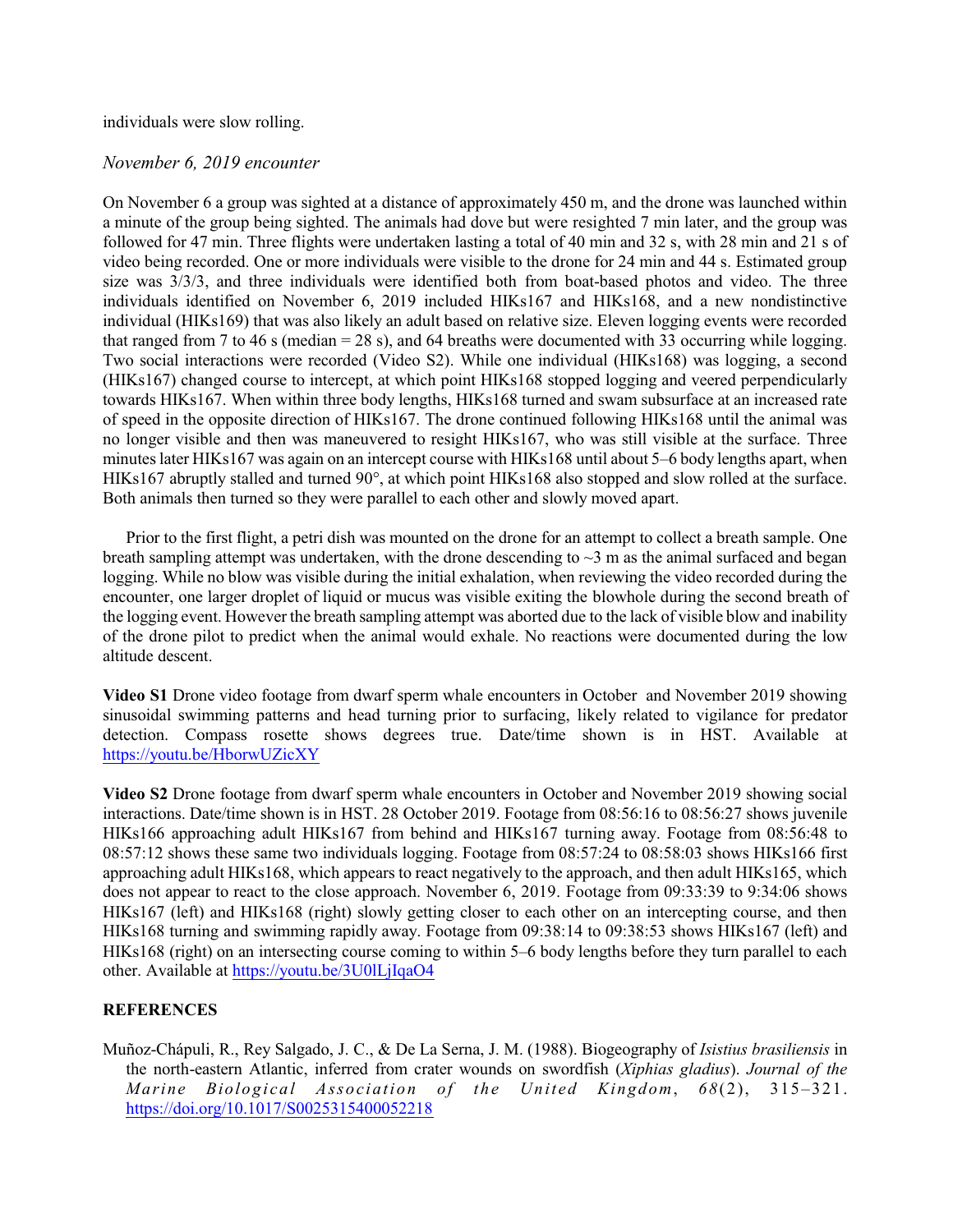individuals were slow rolling.

*November 6, 2019 encounter*

On November 6 a group was sighted at a distance of approximately 450 m, and the drone was launched within a minute of the group being sighted. The animals had dove but were resighted 7 min later, and the group was followed for 47 min. Three flights were undertaken lasting a total of 40 min and 32 s, with 28 min and 21 s of video being recorded. One or more individuals were visible to the drone for 24 min and 44 s. Estimated group size was 3/3/3, and three individuals were identified both from boat-based photos and video. The three individuals identified on November 6, 2019 included HIKs167 and HIKs168, and a new nondistinctive individual (HIKs169) that was also likely an adult based on relative size. Eleven logging events were recorded that ranged from 7 to 46 s (median = 28 s), and 64 breaths were documented with 33 occurring while logging. Two social interactions were recorded (Video S2). While one individual (HIKs168) was logging, a second (HIKs167) changed course to intercept, at which point HIKs168 stopped logging and veered perpendicularly towards HIKs167. When within three body lengths, HIKs168 turned and swam subsurface at an increased rate of speed in the opposite direction of HIKs167. The drone continued following HIKs168 until the animal was no longer visible and then was maneuvered to resight HIKs167, who was still visible at the surface. Three minutes later HIKs167 was again on an intercept course with HIKs168 until about 5–6 body lengths apart, when HIKs167 abruptly stalled and turned 90°, at which point HIKs168 also stopped and slow rolled at the surface. Both animals then turned so they were parallel to each other and slowly moved apart.

Prior to the first flight, a petri dish was mounted on the drone for an attempt to collect a breath sample. One breath sampling attempt was undertaken, with the drone descending to ~3 m as the animal surfaced and began logging. While no blow was visible during the initial exhalation, when reviewing the video recorded during the encounter, one larger droplet of liquid or mucus was visible exiting the blowhole during the second breath of the logging event. However the breath sampling attempt was aborted due to the lack of visible blow and inability of the drone pilot to predict when the animal would exhale. No reactions were documented during the low altitude descent.

**Video S1** Drone video footage from dwarf sperm whale encounters in October and November 2019 showing sinusoidal swimming patterns and head turning prior to surfacing, likely related to vigilance for predator detection. Compass rosette shows degrees true. Date/time shown is in HST. Available at https://youtu.be/HborwUZicXY

**Video S2** Drone footage from dwarf sperm whale encounters in October and November 2019 showing social interactions. Date/time shown is in HST. 28 October 2019. Footage from 08:56:16 to 08:56:27 shows juvenile HIKs166 approaching adult HIKs167 from behind and HIKs167 turning away. Footage from 08:56:48 to 08:57:12 shows these same two individuals logging. Footage from 08:57:24 to 08:58:03 shows HIKs166 first approaching adult HIKs168, which appears to react negatively to the approach, and then adult HIKs165, which does not appear to react to the close approach. November 6, 2019. Footage from 09:33:39 to 9:34:06 shows HIKs167 (left) and HIKs168 (right) slowly getting closer to each other on an intercepting course, and then HIKs168 turning and swimming rapidly away. Footage from 09:38:14 to 09:38:53 shows HIKs167 (left) and HIKs168 (right) on an intersecting course coming to within 5–6 body lengths before they turn parallel to each other. Available at https://youtu.be/3U0lLjIqaO4

## REFERENCES

Muñoz-Chápuli, R., Rey Salgado, J. C., & De La Serna, J. M. (1988). Biogeography of *Isistius brasiliensis* in the north-eastern Atlantic, inferred from crater wounds on swordfish (*Xiphias gladius*). *Journal of the Marine Biological Association of the United Kingdom*, *68*(2), 315–321. https://doi.org/10.1017/S0025315400052218